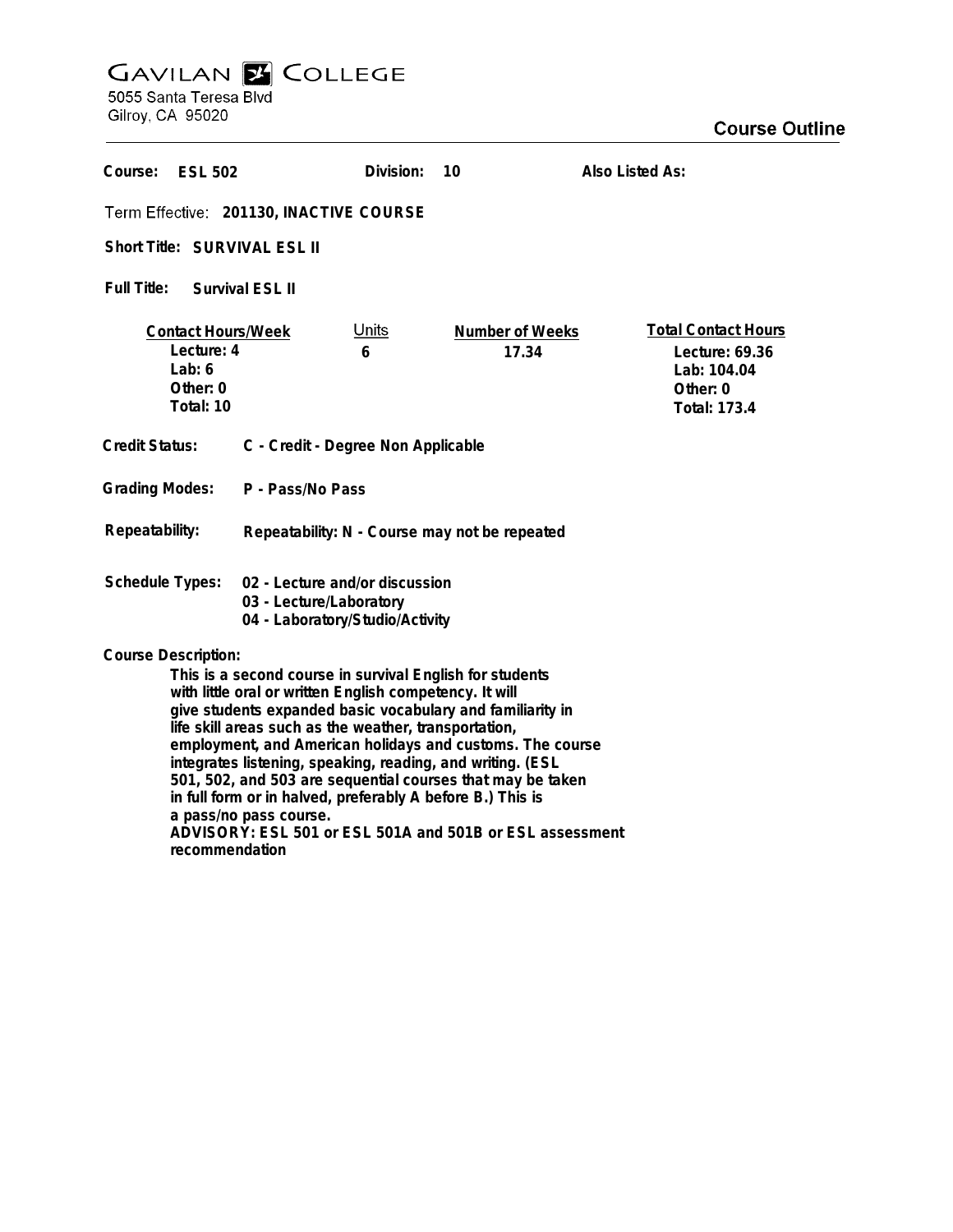# GAVILAN COLLEGE

5055 Santa Teresa Blvd
Gilroy, CA 95020

## Course Outline

**Course:** ESL 502 **Division:** 10 **Also Listed As:**

**Term Effective:** 201130, INACTIVE COURSE

**Short Title:** SURVIVAL ESL II

**Full Title:** Survival ESL II

| Contact Hours/Week | Units | Number of Weeks | Total Contact Hours |
|---|---|---|---|
| Lecture: 4 | 6 | 17.34 | Lecture: 69.36 |
| Lab: 6 | | | Lab: 104.04 |
| Other: 0 | | | Other: 0 |
| Total: 10 | | | Total: 173.4 |

**Credit Status:** C - Credit - Degree Non Applicable

**Grading Modes:** P - Pass/No Pass

**Repeatability:** Repeatability: N - Course may not be repeated

**Schedule Types:**
- 02 - Lecture and/or discussion
- 03 - Lecture/Laboratory
- 04 - Laboratory/Studio/Activity

**Course Description:**

This is a second course in survival English for students with little oral or written English competency. It will give students expanded basic vocabulary and familiarity in life skill areas such as the weather, transportation, employment, and American holidays and customs. The course integrates listening, speaking, reading, and writing. (ESL 501, 502, and 503 are sequential courses that may be taken in full form or in halved, preferably A before B.) This is a pass/no pass course.
ADVISORY: ESL 501 or ESL 501A and 501B or ESL assessment recommendation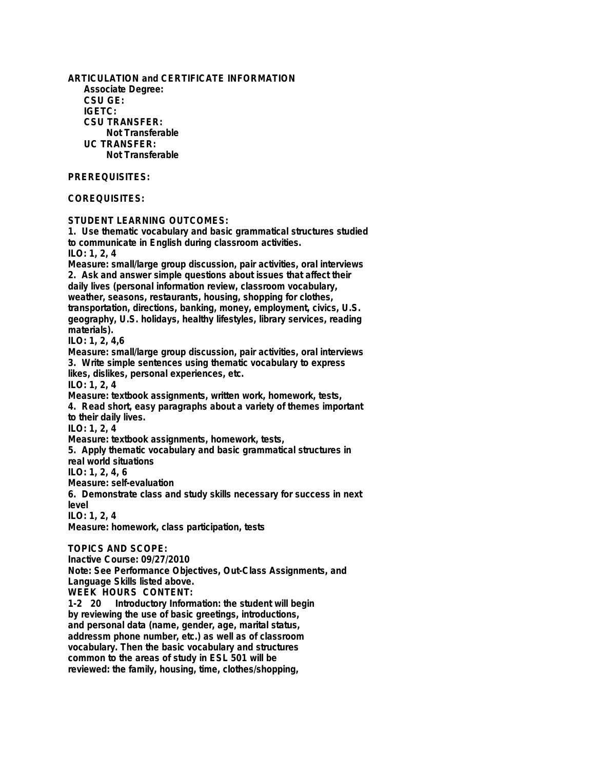**ARTICULATION and CERTIFICATE INFORMATION**

**Associate Degree:**

**CSU GE:**

**IGETC:**

**CSU TRANSFER:**

**Not Transferable**

**UC TRANSFER:**

**Not Transferable**

**PREREQUISITES:**

**COREQUISITES:**

**STUDENT LEARNING OUTCOMES:**

1. Use thematic vocabulary and basic grammatical structures studied to communicate in English during classroom activities.
ILO: 1, 2, 4
Measure: small/large group discussion, pair activities, oral interviews
2. Ask and answer simple questions about issues that affect their daily lives (personal information review, classroom vocabulary, weather, seasons, restaurants, housing, shopping for clothes, transportation, directions, banking, money, employment, civics, U.S. geography, U.S. holidays, healthy lifestyles, library services, reading materials).
ILO: 1, 2, 4,6
Measure: small/large group discussion, pair activities, oral interviews
3. Write simple sentences using thematic vocabulary to express likes, dislikes, personal experiences, etc.
ILO: 1, 2, 4
Measure: textbook assignments, written work, homework, tests,
4. Read short, easy paragraphs about a variety of themes important to their daily lives.
ILO: 1, 2, 4
Measure: textbook assignments, homework, tests,
5. Apply thematic vocabulary and basic grammatical structures in real world situations
ILO: 1, 2, 4, 6
Measure: self-evaluation
6. Demonstrate class and study skills necessary for success in next level
ILO: 1, 2, 4
Measure: homework, class participation, tests

**TOPICS AND SCOPE:**

Inactive Course: 09/27/2010
Note: See Performance Objectives, Out-Class Assignments, and Language Skills listed above.

WEEK HOURS CONTENT:

1-2 20 Introductory Information: the student will begin by reviewing the use of basic greetings, introductions, and personal data (name, gender, age, marital status, addressm phone number, etc.) as well as of classroom vocabulary. Then the basic vocabulary and structures common to the areas of study in ESL 501 will be reviewed: the family, housing, time, clothes/shopping,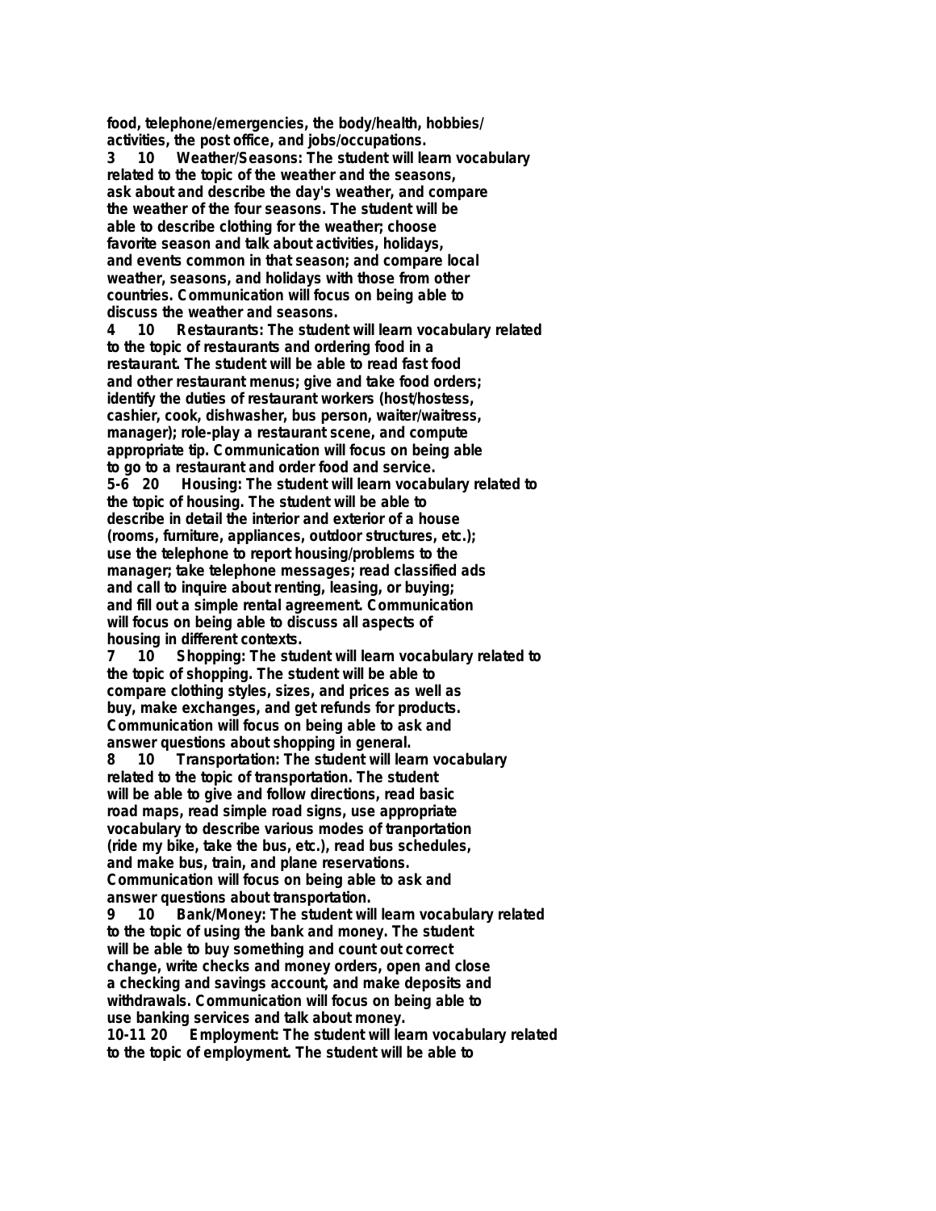**food, telephone/emergencies, the body/health, hobbies/ activities, the post office, and jobs/occupations.**

**3 10 Weather/Seasons: The student will learn vocabulary related to the topic of the weather and the seasons, ask about and describe the day's weather, and compare the weather of the four seasons. The student will be able to describe clothing for the weather; choose favorite season and talk about activities, holidays, and events common in that season; and compare local weather, seasons, and holidays with those from other countries. Communication will focus on being able to discuss the weather and seasons.**

**4 10 Restaurants: The student will learn vocabulary related to the topic of restaurants and ordering food in a restaurant. The student will be able to read fast food and other restaurant menus; give and take food orders; identify the duties of restaurant workers (host/hostess, cashier, cook, dishwasher, bus person, waiter/waitress, manager); role-play a restaurant scene, and compute appropriate tip. Communication will focus on being able to go to a restaurant and order food and service.**

**5-6 20 Housing: The student will learn vocabulary related to the topic of housing. The student will be able to describe in detail the interior and exterior of a house (rooms, furniture, appliances, outdoor structures, etc.); use the telephone to report housing/problems to the manager; take telephone messages; read classified ads and call to inquire about renting, leasing, or buying; and fill out a simple rental agreement. Communication will focus on being able to discuss all aspects of housing in different contexts.**

**7 10 Shopping: The student will learn vocabulary related to the topic of shopping. The student will be able to compare clothing styles, sizes, and prices as well as buy, make exchanges, and get refunds for products. Communication will focus on being able to ask and answer questions about shopping in general.**

**8 10 Transportation: The student will learn vocabulary related to the topic of transportation. The student will be able to give and follow directions, read basic road maps, read simple road signs, use appropriate vocabulary to describe various modes of tranportation (ride my bike, take the bus, etc.), read bus schedules, and make bus, train, and plane reservations. Communication will focus on being able to ask and answer questions about transportation.**

**9 10 Bank/Money: The student will learn vocabulary related to the topic of using the bank and money. The student will be able to buy something and count out correct change, write checks and money orders, open and close a checking and savings account, and make deposits and withdrawals. Communication will focus on being able to use banking services and talk about money.**

**10-11 20 Employment: The student will learn vocabulary related to the topic of employment. The student will be able to**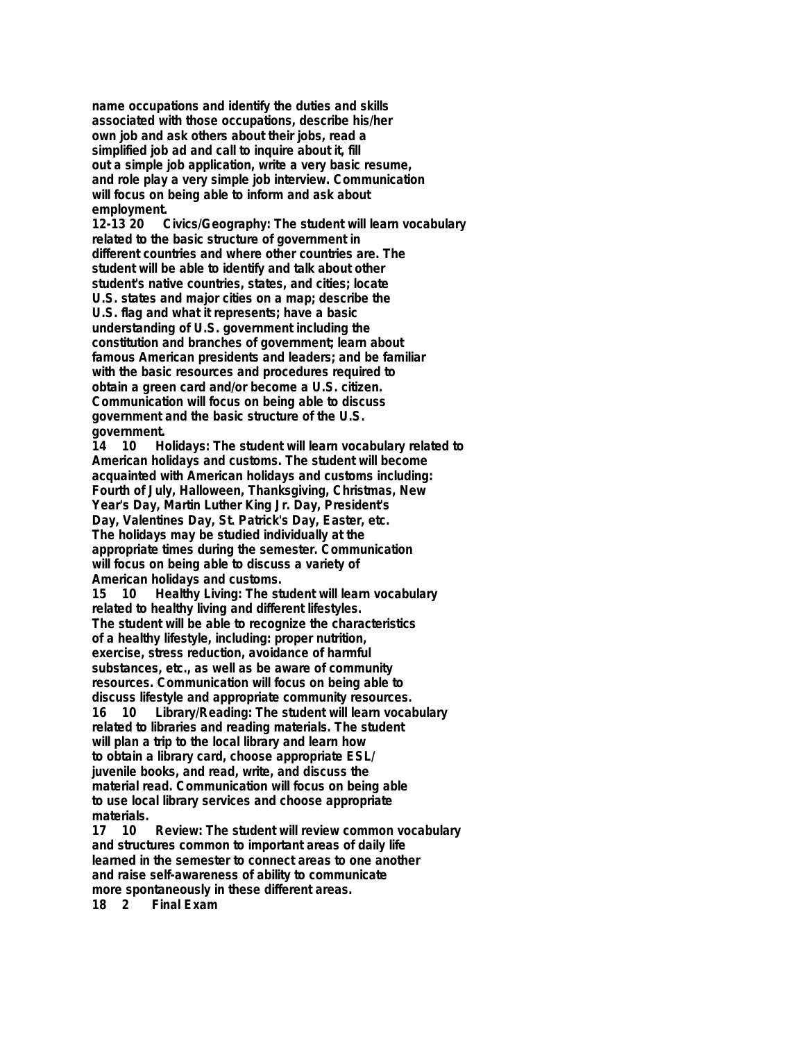name occupations and identify the duties and skills associated with those occupations, describe his/her own job and ask others about their jobs, read a simplified job ad and call to inquire about it, fill out a simple job application, write a very basic resume, and role play a very simple job interview. Communication will focus on being able to inform and ask about employment.

12-13 20 Civics/Geography: The student will learn vocabulary related to the basic structure of government in different countries and where other countries are. The student will be able to identify and talk about other student's native countries, states, and cities; locate U.S. states and major cities on a map; describe the U.S. flag and what it represents; have a basic understanding of U.S. government including the constitution and branches of government; learn about famous American presidents and leaders; and be familiar with the basic resources and procedures required to obtain a green card and/or become a U.S. citizen. Communication will focus on being able to discuss government and the basic structure of the U.S. government.

14 10 Holidays: The student will learn vocabulary related to American holidays and customs. The student will become acquainted with American holidays and customs including: Fourth of July, Halloween, Thanksgiving, Christmas, New Year's Day, Martin Luther King Jr. Day, President's Day, Valentines Day, St. Patrick's Day, Easter, etc. The holidays may be studied individually at the appropriate times during the semester. Communication will focus on being able to discuss a variety of American holidays and customs.

15 10 Healthy Living: The student will learn vocabulary related to healthy living and different lifestyles. The student will be able to recognize the characteristics of a healthy lifestyle, including: proper nutrition, exercise, stress reduction, avoidance of harmful substances, etc., as well as be aware of community resources. Communication will focus on being able to discuss lifestyle and appropriate community resources.

16 10 Library/Reading: The student will learn vocabulary related to libraries and reading materials. The student will plan a trip to the local library and learn how to obtain a library card, choose appropriate ESL/ juvenile books, and read, write, and discuss the material read. Communication will focus on being able to use local library services and choose appropriate materials.

17 10 Review: The student will review common vocabulary and structures common to important areas of daily life learned in the semester to connect areas to one another and raise self-awareness of ability to communicate more spontaneously in these different areas.

18 2 Final Exam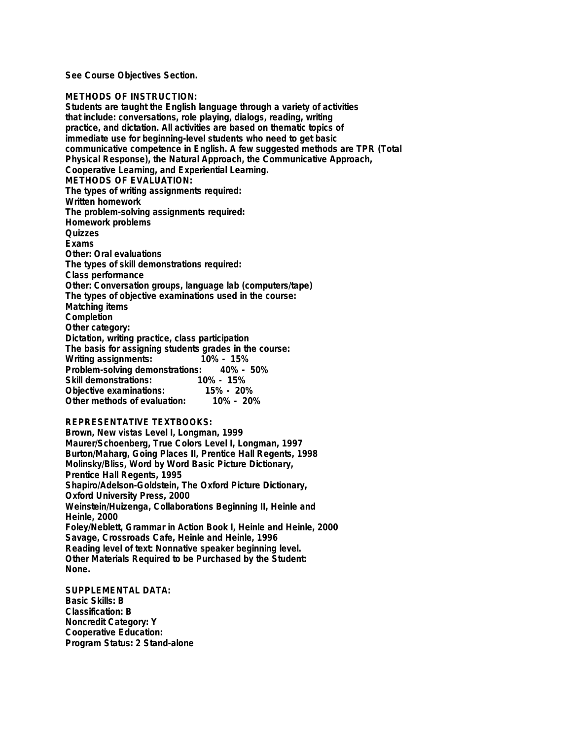See Course Objectives Section.

**METHODS OF INSTRUCTION:**

Students are taught the English language through a variety of activities that include: conversations, role playing, dialogs, reading, writing practice, and dictation. All activities are based on thematic topics of immediate use for beginning-level students who need to get basic communicative competence in English. A few suggested methods are TPR (Total Physical Response), the Natural Approach, the Communicative Approach, Cooperative Learning, and Experiential Learning.

**METHODS OF EVALUATION:**

The types of writing assignments required:
Written homework
The problem-solving assignments required:
Homework problems
Quizzes
Exams
Other: Oral evaluations
The types of skill demonstrations required:
Class performance
Other: Conversation groups, language lab (computers/tape)
The types of objective examinations used in the course:
Matching items
Completion
Other category:
Dictation, writing practice, class participation
The basis for assigning students grades in the course:

| | |
|---|---|
| Writing assignments: | 10% - 15% |
| Problem-solving demonstrations: | 40% - 50% |
| Skill demonstrations: | 10% - 15% |
| Objective examinations: | 15% - 20% |
| Other methods of evaluation: | 10% - 20% |

**REPRESENTATIVE TEXTBOOKS:**

Brown, New vistas Level I, Longman, 1999
Maurer/Schoenberg, True Colors Level I, Longman, 1997
Burton/Maharg, Going Places II, Prentice Hall Regents, 1998
Molinsky/Bliss, Word by Word Basic Picture Dictionary, Prentice Hall Regents, 1995
Shapiro/Adelson-Goldstein, The Oxford Picture Dictionary, Oxford University Press, 2000
Weinstein/Huizenga, Collaborations Beginning II, Heinle and Heinle, 2000
Foley/Neblett, Grammar in Action Book I, Heinle and Heinle, 2000
Savage, Crossroads Cafe, Heinle and Heinle, 1996
Reading level of text: Nonnative speaker beginning level.
Other Materials Required to be Purchased by the Student:
None.

**SUPPLEMENTAL DATA:**

Basic Skills: B
Classification: B
Noncredit Category: Y
Cooperative Education:
Program Status: 2 Stand-alone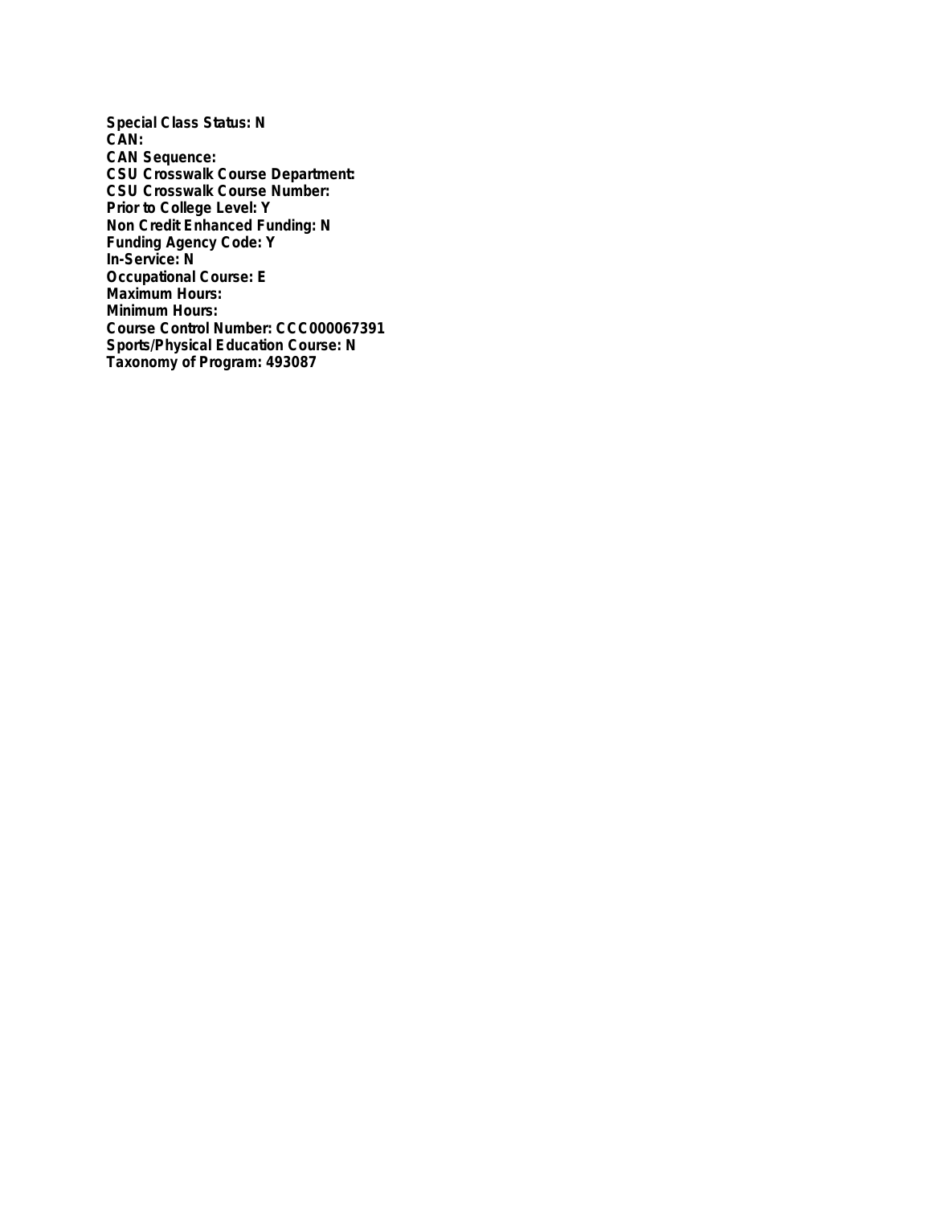**Special Class Status: N**
**CAN:**
**CAN Sequence:**
**CSU Crosswalk Course Department:**
**CSU Crosswalk Course Number:**
**Prior to College Level: Y**
**Non Credit Enhanced Funding: N**
**Funding Agency Code: Y**
**In-Service: N**
**Occupational Course: E**
**Maximum Hours:**
**Minimum Hours:**
**Course Control Number: CCC000067391**
**Sports/Physical Education Course: N**
**Taxonomy of Program: 493087**